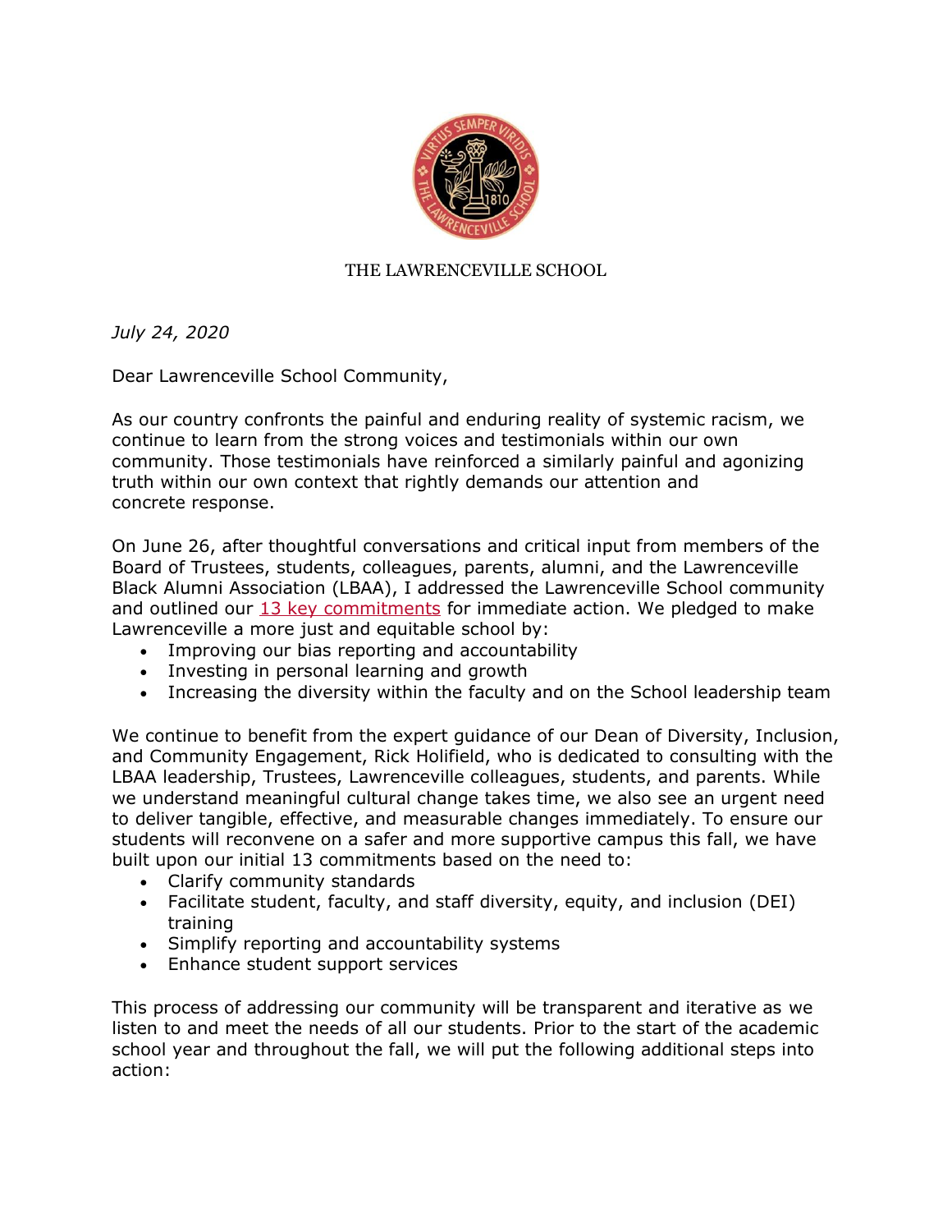THE LAWRENCEVILLE SCHOOL

*July 24, 2020*

Dear Lawrenceville School Community,

As our country confronts the painful and enduring reality of systemic racism, we continue to learn from the strong voices and testimonials within our own community. Those testimonials have reinforced a similarly painful and agonizing truth within our own context that rightly demands our attention and concrete response.

On June 26, after thoughtful conversations and critical input from members of the Board of Trustees, students, colleagues, parents, alumni, and the Lawrenceville Black Alumni Association (LBAA), I addressed the Lawrenceville School community and outlined our 13 key commitments for immediate action. We pledged to make Lawrenceville a more just and equitable school by:

- Improving our bias reporting and accountability
- Investing in personal learning and growth
- Increasing the diversity within the faculty and on the School leadership team

We continue to benefit from the expert guidance of our Dean of Diversity, Inclusion, and Community Engagement, Rick Holifield, who is dedicated to consulting with the LBAA leadership, Trustees, Lawrenceville colleagues, students, and parents. While we understand meaningful cultural change takes time, we also see an urgent need to deliver tangible, effective, and measurable changes immediately. To ensure our students will reconvene on a safer and more supportive campus this fall, we have built upon our initial 13 commitments based on the need to:

- Clarify community standards
- Facilitate student, faculty, and staff diversity, equity, and inclusion (DEI) training
- Simplify reporting and accountability systems
- Enhance student support services

This process of addressing our community will be transparent and iterative as we listen to and meet the needs of all our students. Prior to the start of the academic school year and throughout the fall, we will put the following additional steps into action: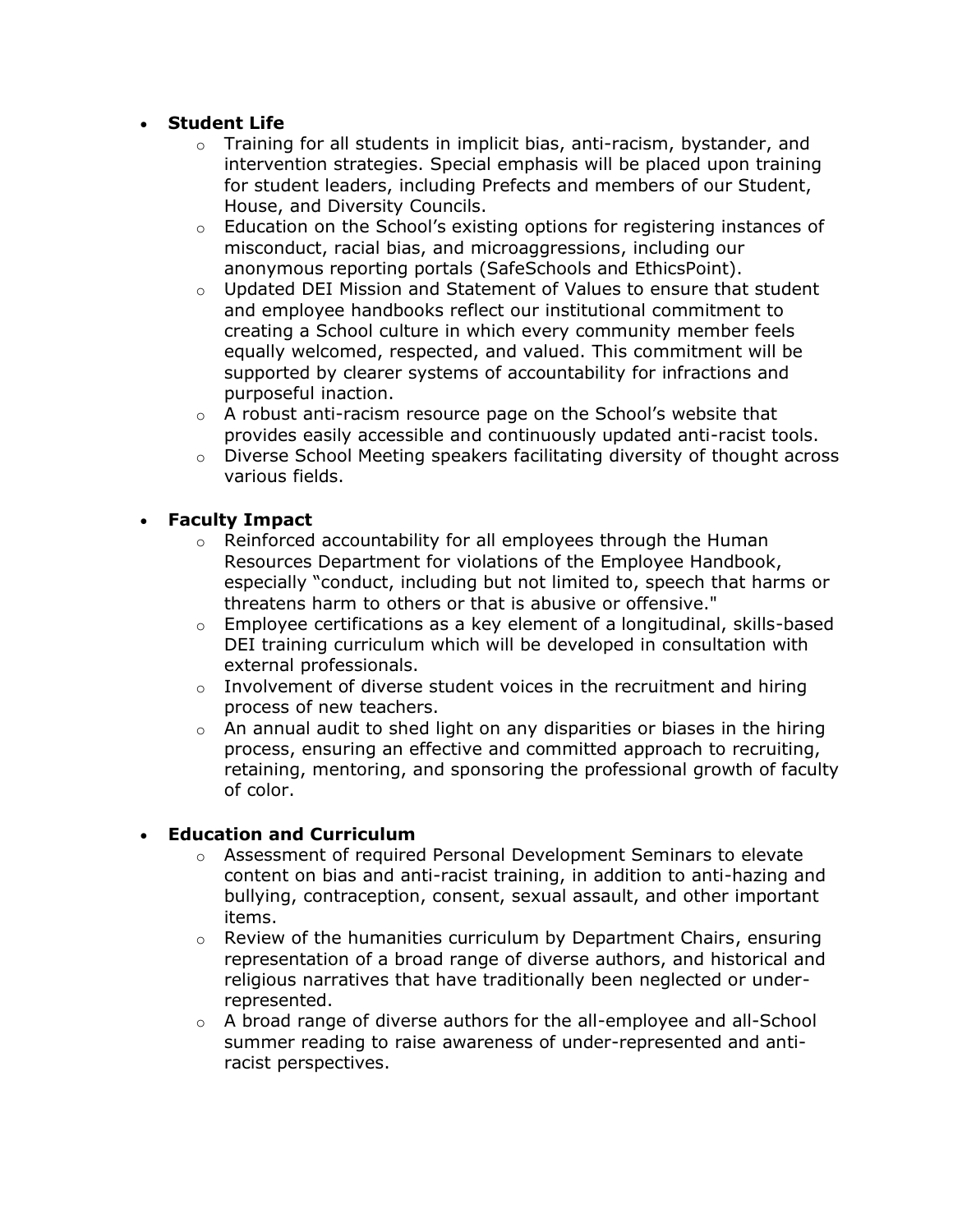- **Student Life**
  - Training for all students in implicit bias, anti-racism, bystander, and intervention strategies. Special emphasis will be placed upon training for student leaders, including Prefects and members of our Student, House, and Diversity Councils.
  - Education on the School's existing options for registering instances of misconduct, racial bias, and microaggressions, including our anonymous reporting portals (SafeSchools and EthicsPoint).
  - Updated DEI Mission and Statement of Values to ensure that student and employee handbooks reflect our institutional commitment to creating a School culture in which every community member feels equally welcomed, respected, and valued. This commitment will be supported by clearer systems of accountability for infractions and purposeful inaction.
  - A robust anti-racism resource page on the School's website that provides easily accessible and continuously updated anti-racist tools.
  - Diverse School Meeting speakers facilitating diversity of thought across various fields.

- **Faculty Impact**
  - Reinforced accountability for all employees through the Human Resources Department for violations of the Employee Handbook, especially "conduct, including but not limited to, speech that harms or threatens harm to others or that is abusive or offensive."
  - Employee certifications as a key element of a longitudinal, skills-based DEI training curriculum which will be developed in consultation with external professionals.
  - Involvement of diverse student voices in the recruitment and hiring process of new teachers.
  - An annual audit to shed light on any disparities or biases in the hiring process, ensuring an effective and committed approach to recruiting, retaining, mentoring, and sponsoring the professional growth of faculty of color.

- **Education and Curriculum**
  - Assessment of required Personal Development Seminars to elevate content on bias and anti-racist training, in addition to anti-hazing and bullying, contraception, consent, sexual assault, and other important items.
  - Review of the humanities curriculum by Department Chairs, ensuring representation of a broad range of diverse authors, and historical and religious narratives that have traditionally been neglected or under-represented.
  - A broad range of diverse authors for the all-employee and all-School summer reading to raise awareness of under-represented and anti-racist perspectives.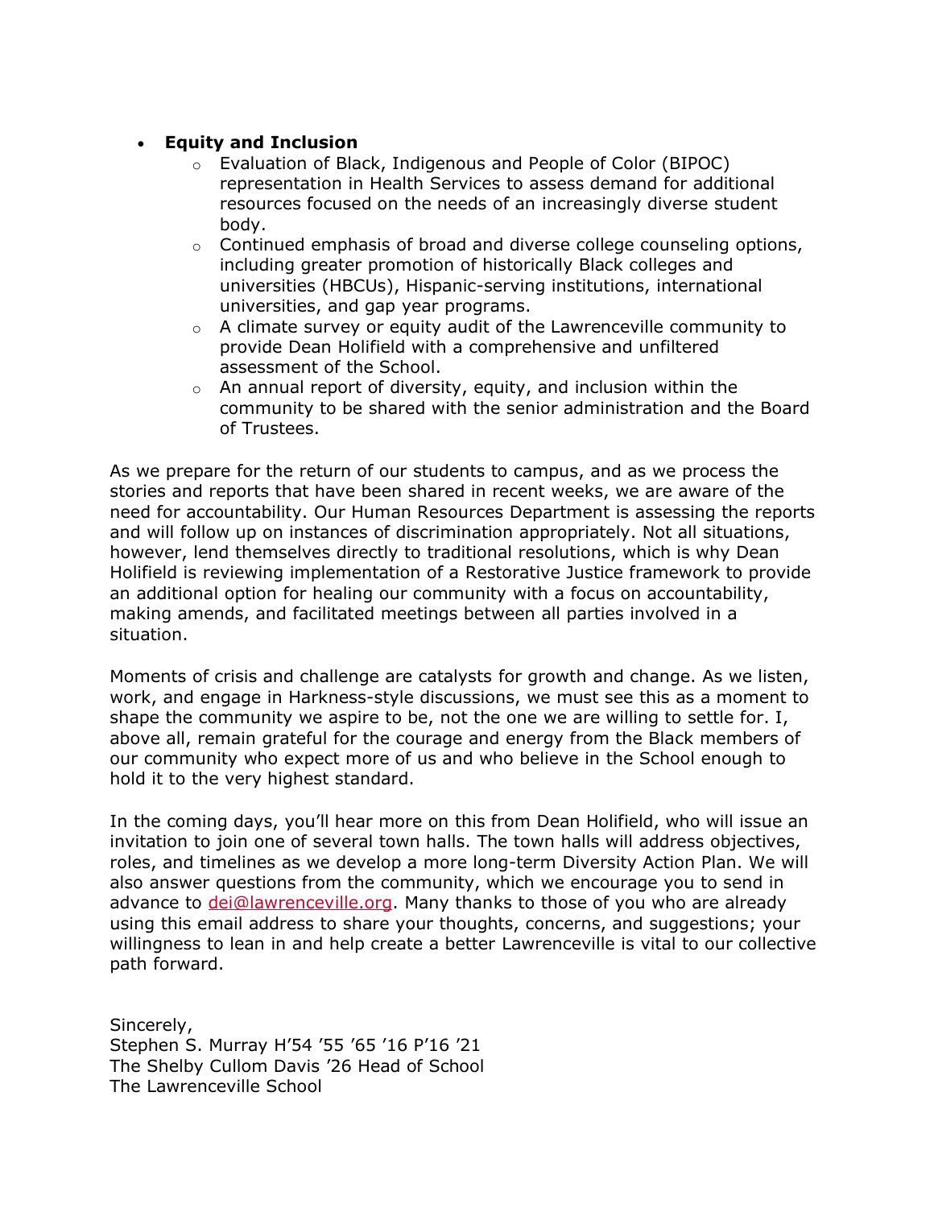- **Equity and Inclusion**
    - Evaluation of Black, Indigenous and People of Color (BIPOC) representation in Health Services to assess demand for additional resources focused on the needs of an increasingly diverse student body.
    - Continued emphasis of broad and diverse college counseling options, including greater promotion of historically Black colleges and universities (HBCUs), Hispanic-serving institutions, international universities, and gap year programs.
    - A climate survey or equity audit of the Lawrenceville community to provide Dean Holifield with a comprehensive and unfiltered assessment of the School.
    - An annual report of diversity, equity, and inclusion within the community to be shared with the senior administration and the Board of Trustees.

As we prepare for the return of our students to campus, and as we process the stories and reports that have been shared in recent weeks, we are aware of the need for accountability. Our Human Resources Department is assessing the reports and will follow up on instances of discrimination appropriately. Not all situations, however, lend themselves directly to traditional resolutions, which is why Dean Holifield is reviewing implementation of a Restorative Justice framework to provide an additional option for healing our community with a focus on accountability, making amends, and facilitated meetings between all parties involved in a situation.

Moments of crisis and challenge are catalysts for growth and change. As we listen, work, and engage in Harkness-style discussions, we must see this as a moment to shape the community we aspire to be, not the one we are willing to settle for. I, above all, remain grateful for the courage and energy from the Black members of our community who expect more of us and who believe in the School enough to hold it to the very highest standard.

In the coming days, you'll hear more on this from Dean Holifield, who will issue an invitation to join one of several town halls. The town halls will address objectives, roles, and timelines as we develop a more long-term Diversity Action Plan. We will also answer questions from the community, which we encourage you to send in advance to dei@lawrenceville.org. Many thanks to those of you who are already using this email address to share your thoughts, concerns, and suggestions; your willingness to lean in and help create a better Lawrenceville is vital to our collective path forward.

Sincerely,
Stephen S. Murray H'54 '55 '65 '16 P'16 '21
The Shelby Cullom Davis '26 Head of School
The Lawrenceville School